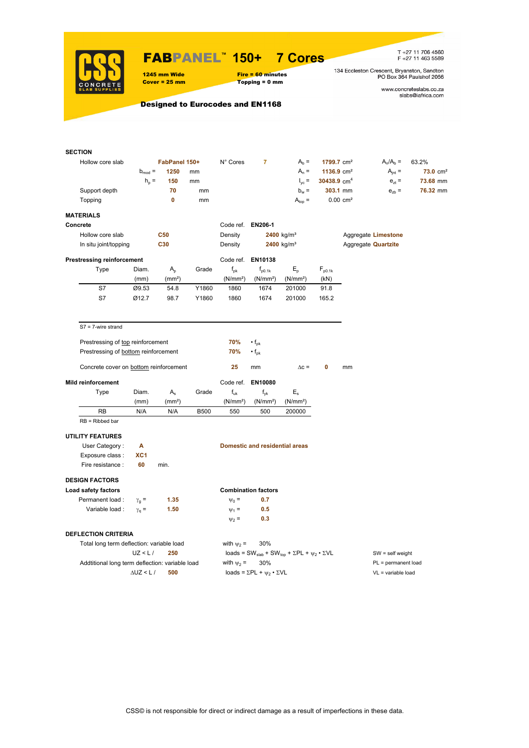# FABPANEL™ 150+ 7 Cores

**1245 mm Wide**
**Cover = 25 mm**

**Fire = 60 minutes**
**Topping = 0 mm**

T +27 11 706 4560
F +27 11 463 5589

134 Eccleston Crescent, Bryanston, Sandton
PO Box 364 Paulshof 2056

www.concreteslabs.co.za
slabs@iafrica.com

**Designed to Eurocodes and EN1168**

## SECTION

| | | | | | | | |
|---|---|---|---|---|---|---|---|
| Hollow core slab | **FabPanel 150+** | N° Cores | **7** | $A_b$ = | **1799.7** cm² | $A_n/A_b$ = | 63.2% |
| $b_{mod}$ = | **1250** mm | | | $A_n$ = | **1136.9** cm² | $A_{jnt}$ = | **73.0** cm² |
| $h_p$ = | **150** mm | | | $I_{yc}$ = | **30438.9** cm⁴ | $e_{zt}$ = | **73.68** mm |
| Support depth | **70** mm | | | $b_w$ = | **303.1** mm | $e_{zb}$ = | **76.32** mm |
| Topping | **0** mm | | | $A_{top}$ = | 0.00 cm² | | |

## MATERIALS

**Concrete** — Code ref. **EN206-1**

| | | | | |
|---|---|---|---|---|
| Hollow core slab | **C50** | Density | **2400** kg/m³ | Aggregate **Limestone** |
| In situ joint/topping | **C30** | Density | **2400** kg/m³ | Aggregate **Quartzite** |

**Prestressing reinforcement** — Code ref. **EN10138**

| Type | Diam. (mm) | $A_p$ (mm²) | Grade | $f_{pk}$ (N/mm²) | $f_{p0.1k}$ (N/mm²) | $E_p$ (N/mm²) | $F_{p0.1k}$ (kN) |
|---|---|---|---|---|---|---|---|
| S7 | Ø9.53 | 54.8 | Y1860 | 1860 | 1674 | 201000 | 91.8 |
| S7 | Ø12.7 | 98.7 | Y1860 | 1860 | 1674 | 201000 | 165.2 |

S7 = 7-wire strand

Prestressing of top reinforcement **70%** • $f_{pk}$
Prestressing of bottom reinforcement **70%** • $f_{pk}$

Concrete cover on bottom reinforcement **25** mm $\Delta c$ = **0** mm

**Mild reinforcement** — Code ref. **EN10080**

| Type | Diam. (mm) | $A_s$ (mm²) | Grade | $f_{uk}$ (N/mm²) | $f_{yk}$ (N/mm²) | $E_s$ (N/mm²) |
|---|---|---|---|---|---|---|
| RB | N/A | N/A | B500 | 550 | 500 | 200000 |

RB = Ribbed bar

## UTILITY FEATURES

User Category : **A** — **Domestic and residential areas**
Exposure class : **XC1**
Fire resistance : **60** min.

## DESIGN FACTORS

**Load safety factors**

Permanent load : $\gamma_g$ = **1.35**
Variable load : $\gamma_q$ = **1.50**

**Combination factors**

$\psi_0$ = **0.7**
$\psi_1$ = **0.5**
$\psi_2$ = **0.3**

## DEFLECTION CRITERIA

Total long term deflection: variable load — with $\psi_2$ = 30%
UZ < L / **250** — loads = $SW_{slab}$ + $SW_{top}$ + ΣPL + $\psi_2$ • ΣVL

Addtitional long term deflection: variable load — with $\psi_2$ = 30%
ΔUZ < L / **500** — loads = ΣPL + $\psi_2$ • ΣVL

SW = self weight
PL = permanent load
VL = variable load

CSS© is not responsible for direct or indirect damage as a result of imperfections in these data.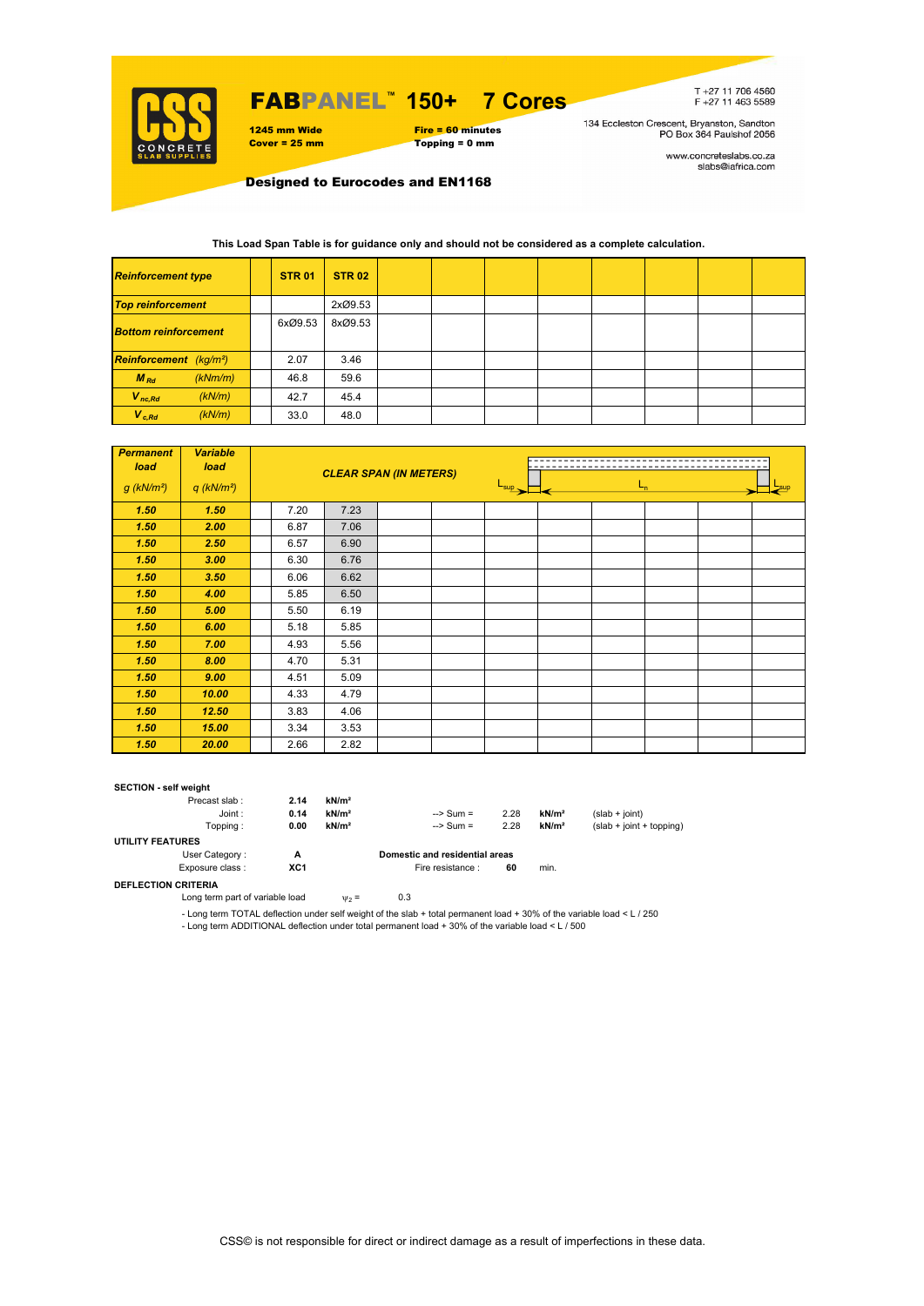# FABPANEL™ 150+ 7 Cores

**1245 mm Wide**
**Cover = 25 mm**

**Fire = 60 minutes**
**Topping = 0 mm**

T +27 11 706 4560
F +27 11 463 5589

134 Eccleston Crescent, Bryanston, Sandton
PO Box 364 Paulshof 2056

www.concreteslabs.co.za
slabs@iafrica.com

**Designed to Eurocodes and EN1168**

**This Load Span Table is for guidance only and should not be considered as a complete calculation.**

| ***Reinforcement type*** | | **STR 01** | **STR 02** | | | | | | | | |
|---|---|---|---|---|---|---|---|---|---|---|---|
| ***Top reinforcement*** | | | 2xØ9.53 | | | | | | | | |
| ***Bottom reinforcement*** | | 6xØ9.53 | 8xØ9.53 | | | | | | | | |
| ***Reinforcement** (kg/m²)* | | 2.07 | 3.46 | | | | | | | | |
| ***$M_{Rd}$*** *(kNm/m)* | | 46.8 | 59.6 | | | | | | | | |
| ***$V_{nc,Rd}$*** *(kN/m)* | | 42.7 | 45.4 | | | | | | | | |
| ***$V_{c,Rd}$*** *(kN/m)* | | 33.0 | 48.0 | | | | | | | | |

| ***Permanent load*** *g (kN/m²)* | ***Variable load*** *q (kN/m²)* | ***CLEAR SPAN (IN METERS)*** | | | | | | | | | |
|---|---|---|---|---|---|---|---|---|---|---|---|
| ***1.50*** | ***1.50*** | 7.20 | 7.23 | | | | | | | | |
| ***1.50*** | ***2.00*** | 6.87 | 7.06 | | | | | | | | |
| ***1.50*** | ***2.50*** | 6.57 | 6.90 | | | | | | | | |
| ***1.50*** | ***3.00*** | 6.30 | 6.76 | | | | | | | | |
| ***1.50*** | ***3.50*** | 6.06 | 6.62 | | | | | | | | |
| ***1.50*** | ***4.00*** | 5.85 | 6.50 | | | | | | | | |
| ***1.50*** | ***5.00*** | 5.50 | 6.19 | | | | | | | | |
| ***1.50*** | ***6.00*** | 5.18 | 5.85 | | | | | | | | |
| ***1.50*** | ***7.00*** | 4.93 | 5.56 | | | | | | | | |
| ***1.50*** | ***8.00*** | 4.70 | 5.31 | | | | | | | | |
| ***1.50*** | ***9.00*** | 4.51 | 5.09 | | | | | | | | |
| ***1.50*** | ***10.00*** | 4.33 | 4.79 | | | | | | | | |
| ***1.50*** | ***12.50*** | 3.83 | 4.06 | | | | | | | | |
| ***1.50*** | ***15.00*** | 3.34 | 3.53 | | | | | | | | |
| ***1.50*** | ***20.00*** | 2.66 | 2.82 | | | | | | | | |

$L_{sup}$ — $L_n$ — $L_{sup}$

**SECTION - self weight**

| | | | | | | |
|---|---|---|---|---|---|---|
| Precast slab : | **2.14** | **kN/m²** | | | | |
| Joint : | **0.14** | **kN/m²** | --> Sum = | 2.28 | **kN/m²** | (slab + joint) |
| Topping : | **0.00** | **kN/m²** | --> Sum = | 2.28 | **kN/m²** | (slab + joint + topping) |

**UTILITY FEATURES**

User Category : **A** — **Domestic and residential areas**

Exposure class : **XC1** — Fire resistance : **60** min.

**DEFLECTION CRITERIA**

Long term part of variable load $\psi_2$ = 0.3

- Long term TOTAL deflection under self weight of the slab + total permanent load + 30% of the variable load < L / 250
- Long term ADDITIONAL deflection under total permanent load + 30% of the variable load < L / 500

CSS© is not responsible for direct or indirect damage as a result of imperfections in these data.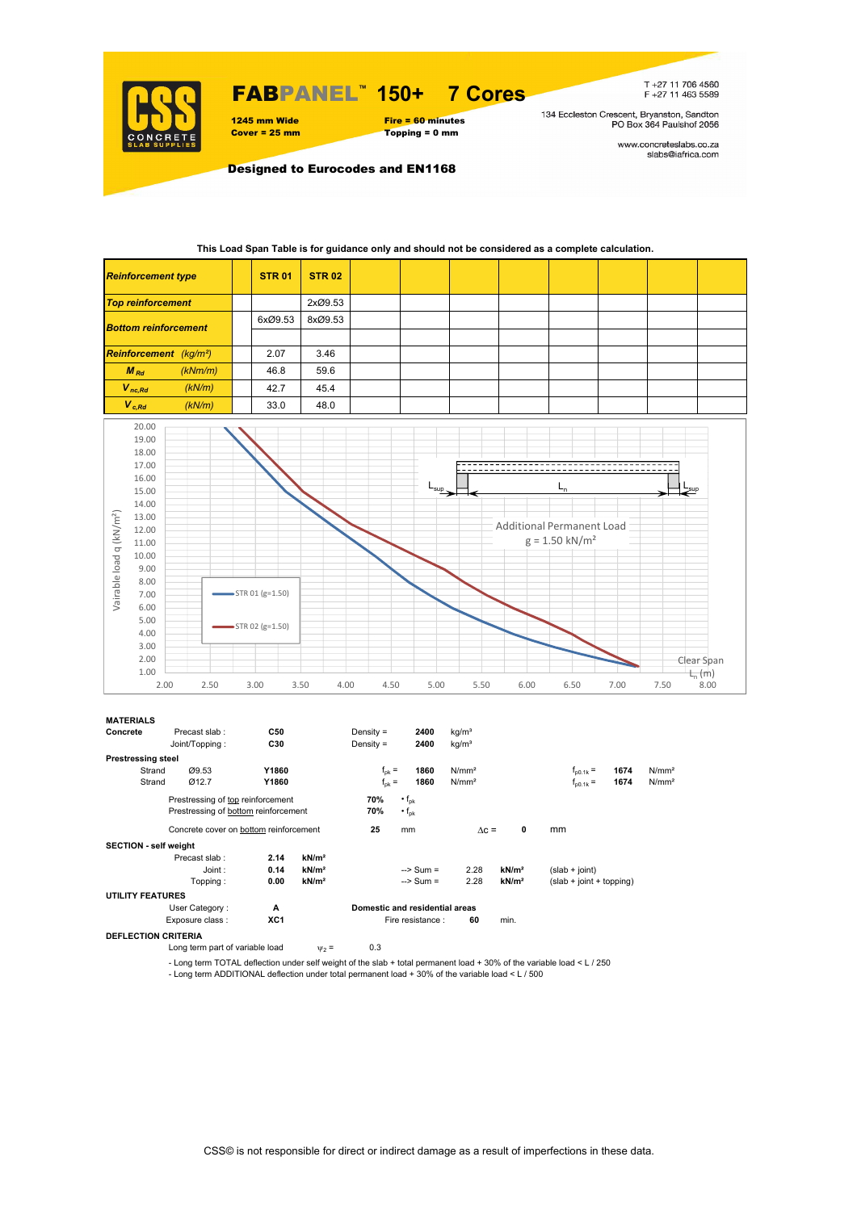# FABPANEL™ 150+ 7 Cores

**1245 mm Wide**
**Cover = 25 mm**

**Fire = 60 minutes**
**Topping = 0 mm**

T +27 11 706 4560
F +27 11 463 5589

134 Eccleston Crescent, Bryanston, Sandton
PO Box 364 Paulshof 2056

www.concreteslabs.co.za
slabs@iafrica.com

**Designed to Eurocodes and EN1168**

**This Load Span Table is for guidance only and should not be considered as a complete calculation.**

| *Reinforcement type* | | STR 01 | STR 02 | | | | | | | | |
|---|---|---|---|---|---|---|---|---|---|---|---|
| *Top reinforcement* | | | 2xØ9.53 | | | | | | | | |
| *Bottom reinforcement* | | 6xØ9.53 | 8xØ9.53 | | | | | | | | |
| | | | | | | | | | | | |
| *Reinforcement (kg/m²)* | | 2.07 | 3.46 | | | | | | | | |
| $M_{Rd}$ (kNm/m) | | 46.8 | 59.6 | | | | | | | | |
| $V_{nc,Rd}$ (kN/m) | | 42.7 | 45.4 | | | | | | | | |
| $V_{c,Rd}$ (kN/m) | | 33.0 | 48.0 | | | | | | | | |

Vairable load q (kN/m²)
20.00
19.00
18.00
17.00
16.00
15.00
14.00
13.00
12.00
11.00
10.00
9.00
8.00
7.00
6.00
5.00
4.00
3.00
2.00
1.00

2.00 2.50 3.00 3.50 4.00 4.50 5.00 5.50 6.00 6.50 7.00 7.50 8.00

STR 01 (g=1.50)
STR 02 (g=1.50)

$L_{sup}$ $L_n$ $L_{sup}$

Additional Permanent Load
g = 1.50 kN/m²

Clear Span
$L_n$ (m)

**MATERIALS**

| | | | | | | | | | |
|---|---|---|---|---|---|---|---|---|---|
| **Concrete** | Precast slab : | **C50** | Density = | **2400** | kg/m³ | | | | |
| | Joint/Topping : | **C30** | Density = | **2400** | kg/m³ | | | | |

**Prestressing steel**

| | | | | | | | | |
|---|---|---|---|---|---|---|---|---|
| Strand | Ø9.53 | **Y1860** | $f_{pk}$ = | **1860** | N/mm² | $f_{p0.1k}$ = | **1674** | N/mm² |
| Strand | Ø12.7 | **Y1860** | $f_{pk}$ = | **1860** | N/mm² | $f_{p0.1k}$ = | **1674** | N/mm² |

Prestressing of top reinforcement **70%** $\cdot f_{pk}$
Prestressing of bottom reinforcement **70%** $\cdot f_{pk}$

Concrete cover on bottom reinforcement **25** mm $\Delta c$ = **0** mm

**SECTION - self weight**

| | | | | | | |
|---|---|---|---|---|---|---|
| Precast slab : | **2.14** | **kN/m²** | | | | |
| Joint : | **0.14** | **kN/m²** | --> Sum = | 2.28 | **kN/m²** | (slab + joint) |
| Topping : | **0.00** | **kN/m²** | --> Sum = | 2.28 | **kN/m²** | (slab + joint + topping) |

**UTILITY FEATURES**

User Category : **A** **Domestic and residential areas**
Exposure class : **XC1** Fire resistance : **60** min.

**DEFLECTION CRITERIA**

Long term part of variable load $\psi_2$ = 0.3

- Long term TOTAL deflection under self weight of the slab + total permanent load + 30% of the variable load < L / 250
- Long term ADDITIONAL deflection under total permanent load + 30% of the variable load < L / 500

CSS© is not responsible for direct or indirect damage as a result of imperfections in these data.